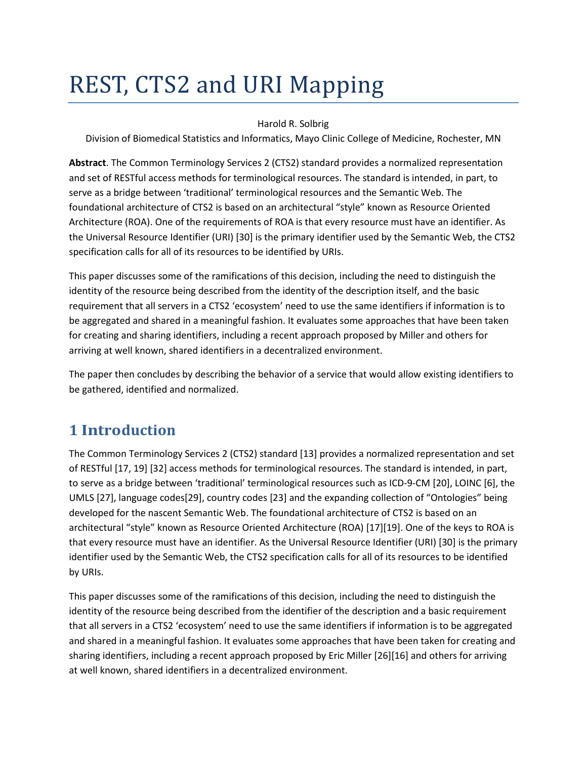# REST, CTS2 and URI Mapping

Harold R. Solbrig

Division of Biomedical Statistics and Informatics, Mayo Clinic College of Medicine, Rochester, MN

**Abstract**. The Common Terminology Services 2 (CTS2) standard provides a normalized representation and set of RESTful access methods for terminological resources. The standard is intended, in part, to serve as a bridge between 'traditional' terminological resources and the Semantic Web. The foundational architecture of CTS2 is based on an architectural "style" known as Resource Oriented Architecture (ROA). One of the requirements of ROA is that every resource must have an identifier. As the Universal Resource Identifier (URI) [30] is the primary identifier used by the Semantic Web, the CTS2 specification calls for all of its resources to be identified by URIs.

This paper discusses some of the ramifications of this decision, including the need to distinguish the identity of the resource being described from the identity of the description itself, and the basic requirement that all servers in a CTS2 'ecosystem' need to use the same identifiers if information is to be aggregated and shared in a meaningful fashion. It evaluates some approaches that have been taken for creating and sharing identifiers, including a recent approach proposed by Miller and others for arriving at well known, shared identifiers in a decentralized environment.

The paper then concludes by describing the behavior of a service that would allow existing identifiers to be gathered, identified and normalized.

## 1 Introduction

The Common Terminology Services 2 (CTS2) standard [13] provides a normalized representation and set of RESTful [17, 19] [32] access methods for terminological resources. The standard is intended, in part, to serve as a bridge between 'traditional' terminological resources such as ICD-9-CM [20], LOINC [6], the UMLS [27], language codes[29], country codes [23] and the expanding collection of "Ontologies" being developed for the nascent Semantic Web. The foundational architecture of CTS2 is based on an architectural "style" known as Resource Oriented Architecture (ROA) [17][19]. One of the keys to ROA is that every resource must have an identifier. As the Universal Resource Identifier (URI) [30] is the primary identifier used by the Semantic Web, the CTS2 specification calls for all of its resources to be identified by URIs.

This paper discusses some of the ramifications of this decision, including the need to distinguish the identity of the resource being described from the identifier of the description and a basic requirement that all servers in a CTS2 'ecosystem' need to use the same identifiers if information is to be aggregated and shared in a meaningful fashion. It evaluates some approaches that have been taken for creating and sharing identifiers, including a recent approach proposed by Eric Miller [26][16] and others for arriving at well known, shared identifiers in a decentralized environment.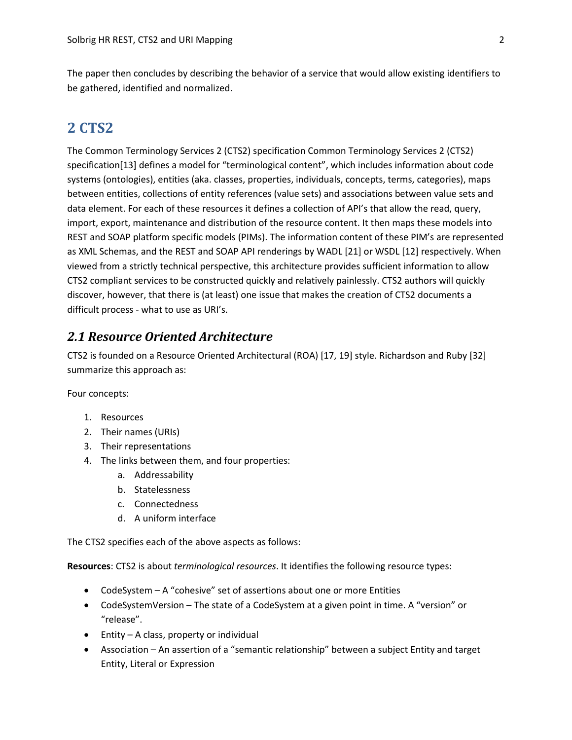The paper then concludes by describing the behavior of a service that would allow existing identifiers to be gathered, identified and normalized.

# 2 CTS2

The Common Terminology Services 2 (CTS2) specification Common Terminology Services 2 (CTS2) specification[13] defines a model for "terminological content", which includes information about code systems (ontologies), entities (aka. classes, properties, individuals, concepts, terms, categories), maps between entities, collections of entity references (value sets) and associations between value sets and data element. For each of these resources it defines a collection of API's that allow the read, query, import, export, maintenance and distribution of the resource content. It then maps these models into REST and SOAP platform specific models (PIMs). The information content of these PIM's are represented as XML Schemas, and the REST and SOAP API renderings by WADL [21] or WSDL [12] respectively. When viewed from a strictly technical perspective, this architecture provides sufficient information to allow CTS2 compliant services to be constructed quickly and relatively painlessly. CTS2 authors will quickly discover, however, that there is (at least) one issue that makes the creation of CTS2 documents a difficult process - what to use as URI's.

## *2.1 Resource Oriented Architecture*

CTS2 is founded on a Resource Oriented Architectural (ROA) [17, 19] style. Richardson and Ruby [32] summarize this approach as:

Four concepts:

1. Resources
2. Their names (URIs)
3. Their representations
4. The links between them, and four properties:
    a. Addressability
    b. Statelessness
    c. Connectedness
    d. A uniform interface

The CTS2 specifies each of the above aspects as follows:

**Resources**: CTS2 is about *terminological resources*. It identifies the following resource types:

- CodeSystem – A "cohesive" set of assertions about one or more Entities
- CodeSystemVersion – The state of a CodeSystem at a given point in time. A "version" or "release".
- Entity – A class, property or individual
- Association – An assertion of a "semantic relationship" between a subject Entity and target Entity, Literal or Expression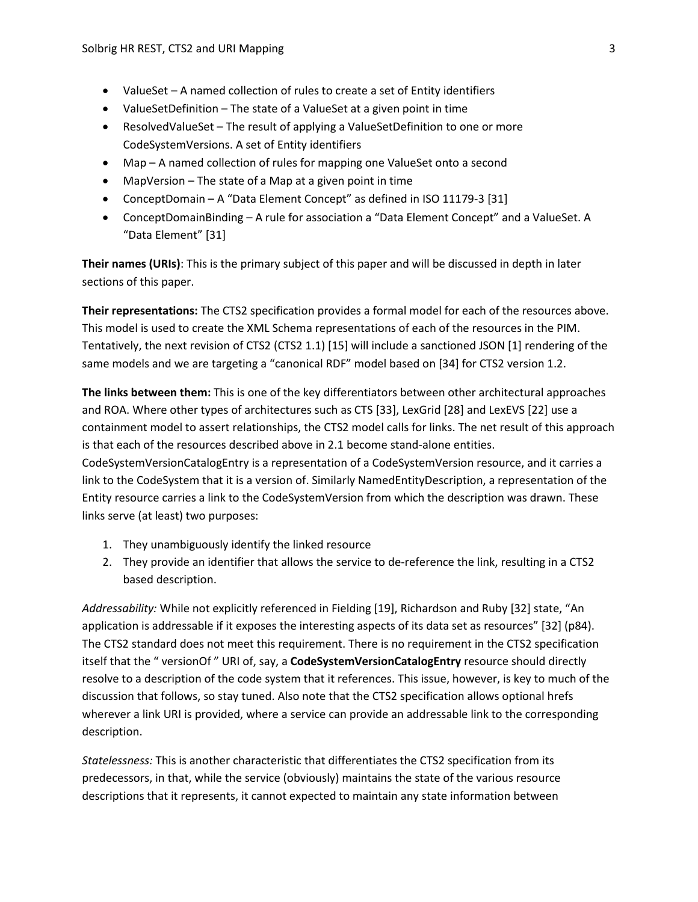- ValueSet – A named collection of rules to create a set of Entity identifiers
- ValueSetDefinition – The state of a ValueSet at a given point in time
- ResolvedValueSet – The result of applying a ValueSetDefinition to one or more CodeSystemVersions. A set of Entity identifiers
- Map – A named collection of rules for mapping one ValueSet onto a second
- MapVersion – The state of a Map at a given point in time
- ConceptDomain – A "Data Element Concept" as defined in ISO 11179-3 [31]
- ConceptDomainBinding – A rule for association a "Data Element Concept" and a ValueSet. A "Data Element" [31]

**Their names (URIs)**: This is the primary subject of this paper and will be discussed in depth in later sections of this paper.

**Their representations:** The CTS2 specification provides a formal model for each of the resources above. This model is used to create the XML Schema representations of each of the resources in the PIM. Tentatively, the next revision of CTS2 (CTS2 1.1) [15] will include a sanctioned JSON [1] rendering of the same models and we are targeting a "canonical RDF" model based on [34] for CTS2 version 1.2.

**The links between them:** This is one of the key differentiators between other architectural approaches and ROA. Where other types of architectures such as CTS [33], LexGrid [28] and LexEVS [22] use a containment model to assert relationships, the CTS2 model calls for links. The net result of this approach is that each of the resources described above in 2.1 become stand-alone entities. CodeSystemVersionCatalogEntry is a representation of a CodeSystemVersion resource, and it carries a link to the CodeSystem that it is a version of. Similarly NamedEntityDescription, a representation of the Entity resource carries a link to the CodeSystemVersion from which the description was drawn. These links serve (at least) two purposes:

1. They unambiguously identify the linked resource
2. They provide an identifier that allows the service to de-reference the link, resulting in a CTS2 based description.

*Addressability:* While not explicitly referenced in Fielding [19], Richardson and Ruby [32] state, "An application is addressable if it exposes the interesting aspects of its data set as resources" [32] (p84). The CTS2 standard does not meet this requirement. There is no requirement in the CTS2 specification itself that the " versionOf " URI of, say, a **CodeSystemVersionCatalogEntry** resource should directly resolve to a description of the code system that it references. This issue, however, is key to much of the discussion that follows, so stay tuned. Also note that the CTS2 specification allows optional hrefs wherever a link URI is provided, where a service can provide an addressable link to the corresponding description.

*Statelessness:* This is another characteristic that differentiates the CTS2 specification from its predecessors, in that, while the service (obviously) maintains the state of the various resource descriptions that it represents, it cannot expected to maintain any state information between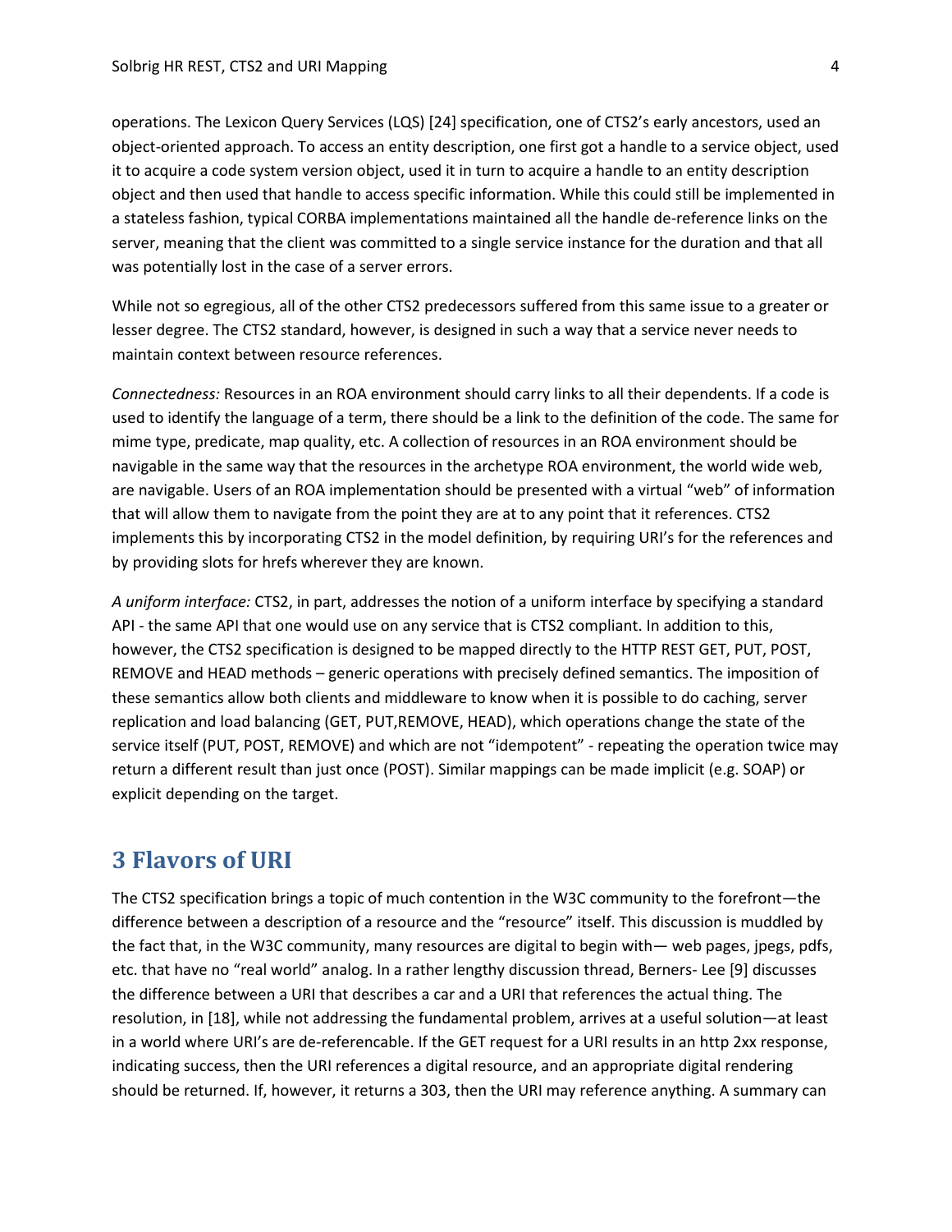operations. The Lexicon Query Services (LQS) [24] specification, one of CTS2's early ancestors, used an object-oriented approach. To access an entity description, one first got a handle to a service object, used it to acquire a code system version object, used it in turn to acquire a handle to an entity description object and then used that handle to access specific information. While this could still be implemented in a stateless fashion, typical CORBA implementations maintained all the handle de-reference links on the server, meaning that the client was committed to a single service instance for the duration and that all was potentially lost in the case of a server errors.

While not so egregious, all of the other CTS2 predecessors suffered from this same issue to a greater or lesser degree. The CTS2 standard, however, is designed in such a way that a service never needs to maintain context between resource references.

*Connectedness:* Resources in an ROA environment should carry links to all their dependents. If a code is used to identify the language of a term, there should be a link to the definition of the code. The same for mime type, predicate, map quality, etc. A collection of resources in an ROA environment should be navigable in the same way that the resources in the archetype ROA environment, the world wide web, are navigable. Users of an ROA implementation should be presented with a virtual "web" of information that will allow them to navigate from the point they are at to any point that it references. CTS2 implements this by incorporating CTS2 in the model definition, by requiring URI's for the references and by providing slots for hrefs wherever they are known.

*A uniform interface:* CTS2, in part, addresses the notion of a uniform interface by specifying a standard API - the same API that one would use on any service that is CTS2 compliant. In addition to this, however, the CTS2 specification is designed to be mapped directly to the HTTP REST GET, PUT, POST, REMOVE and HEAD methods – generic operations with precisely defined semantics. The imposition of these semantics allow both clients and middleware to know when it is possible to do caching, server replication and load balancing (GET, PUT,REMOVE, HEAD), which operations change the state of the service itself (PUT, POST, REMOVE) and which are not "idempotent" - repeating the operation twice may return a different result than just once (POST). Similar mappings can be made implicit (e.g. SOAP) or explicit depending on the target.

## 3 Flavors of URI

The CTS2 specification brings a topic of much contention in the W3C community to the forefront—the difference between a description of a resource and the "resource" itself. This discussion is muddled by the fact that, in the W3C community, many resources are digital to begin with— web pages, jpegs, pdfs, etc. that have no "real world" analog. In a rather lengthy discussion thread, Berners- Lee [9] discusses the difference between a URI that describes a car and a URI that references the actual thing. The resolution, in [18], while not addressing the fundamental problem, arrives at a useful solution—at least in a world where URI's are de-referencable. If the GET request for a URI results in an http 2xx response, indicating success, then the URI references a digital resource, and an appropriate digital rendering should be returned. If, however, it returns a 303, then the URI may reference anything. A summary can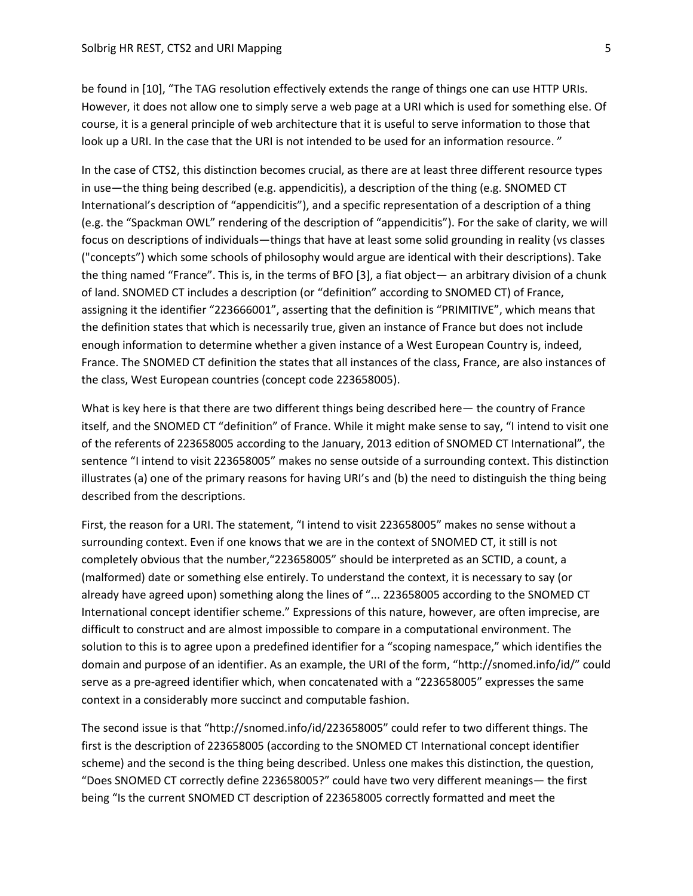be found in [10], “The TAG resolution effectively extends the range of things one can use HTTP URIs. However, it does not allow one to simply serve a web page at a URI which is used for something else. Of course, it is a general principle of web architecture that it is useful to serve information to those that look up a URI. In the case that the URI is not intended to be used for an information resource. ”

In the case of CTS2, this distinction becomes crucial, as there are at least three different resource types in use—the thing being described (e.g. appendicitis), a description of the thing (e.g. SNOMED CT International’s description of “appendicitis”), and a specific representation of a description of a thing (e.g. the “Spackman OWL” rendering of the description of “appendicitis”). For the sake of clarity, we will focus on descriptions of individuals—things that have at least some solid grounding in reality (vs classes ("concepts”) which some schools of philosophy would argue are identical with their descriptions). Take the thing named “France”. This is, in the terms of BFO [3], a fiat object— an arbitrary division of a chunk of land. SNOMED CT includes a description (or “definition” according to SNOMED CT) of France, assigning it the identifier “223666001”, asserting that the definition is “PRIMITIVE”, which means that the definition states that which is necessarily true, given an instance of France but does not include enough information to determine whether a given instance of a West European Country is, indeed, France. The SNOMED CT definition the states that all instances of the class, France, are also instances of the class, West European countries (concept code 223658005).

What is key here is that there are two different things being described here— the country of France itself, and the SNOMED CT “definition” of France. While it might make sense to say, “I intend to visit one of the referents of 223658005 according to the January, 2013 edition of SNOMED CT International”, the sentence “I intend to visit 223658005” makes no sense outside of a surrounding context. This distinction illustrates (a) one of the primary reasons for having URI’s and (b) the need to distinguish the thing being described from the descriptions.

First, the reason for a URI. The statement, “I intend to visit 223658005” makes no sense without a surrounding context. Even if one knows that we are in the context of SNOMED CT, it still is not completely obvious that the number,“223658005” should be interpreted as an SCTID, a count, a (malformed) date or something else entirely. To understand the context, it is necessary to say (or already have agreed upon) something along the lines of “... 223658005 according to the SNOMED CT International concept identifier scheme.” Expressions of this nature, however, are often imprecise, are difficult to construct and are almost impossible to compare in a computational environment. The solution to this is to agree upon a predefined identifier for a “scoping namespace,” which identifies the domain and purpose of an identifier. As an example, the URI of the form, “http://snomed.info/id/” could serve as a pre-agreed identifier which, when concatenated with a “223658005” expresses the same context in a considerably more succinct and computable fashion.

The second issue is that “http://snomed.info/id/223658005” could refer to two different things. The first is the description of 223658005 (according to the SNOMED CT International concept identifier scheme) and the second is the thing being described. Unless one makes this distinction, the question, “Does SNOMED CT correctly define 223658005?” could have two very different meanings— the first being “Is the current SNOMED CT description of 223658005 correctly formatted and meet the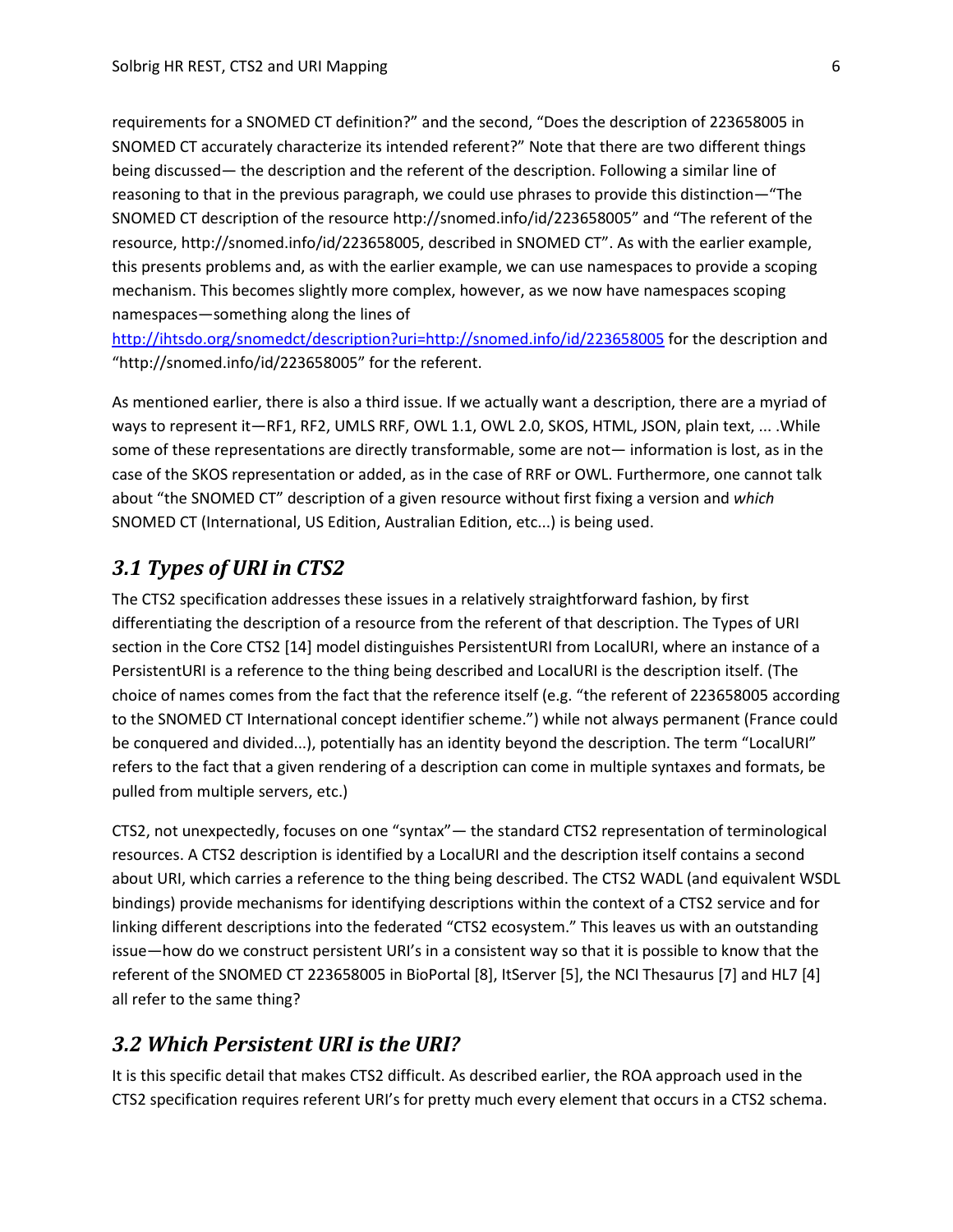requirements for a SNOMED CT definition?" and the second, "Does the description of 223658005 in SNOMED CT accurately characterize its intended referent?" Note that there are two different things being discussed— the description and the referent of the description. Following a similar line of reasoning to that in the previous paragraph, we could use phrases to provide this distinction—"The SNOMED CT description of the resource http://snomed.info/id/223658005" and "The referent of the resource, http://snomed.info/id/223658005, described in SNOMED CT". As with the earlier example, this presents problems and, as with the earlier example, we can use namespaces to provide a scoping mechanism. This becomes slightly more complex, however, as we now have namespaces scoping namespaces—something along the lines of http://ihtsdo.org/snomedct/description?uri=http://snomed.info/id/223658005 for the description and "http://snomed.info/id/223658005" for the referent.

As mentioned earlier, there is also a third issue. If we actually want a description, there are a myriad of ways to represent it—RF1, RF2, UMLS RRF, OWL 1.1, OWL 2.0, SKOS, HTML, JSON, plain text, ... .While some of these representations are directly transformable, some are not— information is lost, as in the case of the SKOS representation or added, as in the case of RRF or OWL. Furthermore, one cannot talk about "the SNOMED CT" description of a given resource without first fixing a version and *which* SNOMED CT (International, US Edition, Australian Edition, etc...) is being used.

## *3.1 Types of URI in CTS2*

The CTS2 specification addresses these issues in a relatively straightforward fashion, by first differentiating the description of a resource from the referent of that description. The Types of URI section in the Core CTS2 [14] model distinguishes PersistentURI from LocalURI, where an instance of a PersistentURI is a reference to the thing being described and LocalURI is the description itself. (The choice of names comes from the fact that the reference itself (e.g. "the referent of 223658005 according to the SNOMED CT International concept identifier scheme.") while not always permanent (France could be conquered and divided...), potentially has an identity beyond the description. The term "LocalURI" refers to the fact that a given rendering of a description can come in multiple syntaxes and formats, be pulled from multiple servers, etc.)

CTS2, not unexpectedly, focuses on one "syntax"— the standard CTS2 representation of terminological resources. A CTS2 description is identified by a LocalURI and the description itself contains a second about URI, which carries a reference to the thing being described. The CTS2 WADL (and equivalent WSDL bindings) provide mechanisms for identifying descriptions within the context of a CTS2 service and for linking different descriptions into the federated "CTS2 ecosystem." This leaves us with an outstanding issue—how do we construct persistent URI's in a consistent way so that it is possible to know that the referent of the SNOMED CT 223658005 in BioPortal [8], ItServer [5], the NCI Thesaurus [7] and HL7 [4] all refer to the same thing?

## *3.2 Which Persistent URI is the URI?*

It is this specific detail that makes CTS2 difficult. As described earlier, the ROA approach used in the CTS2 specification requires referent URI's for pretty much every element that occurs in a CTS2 schema.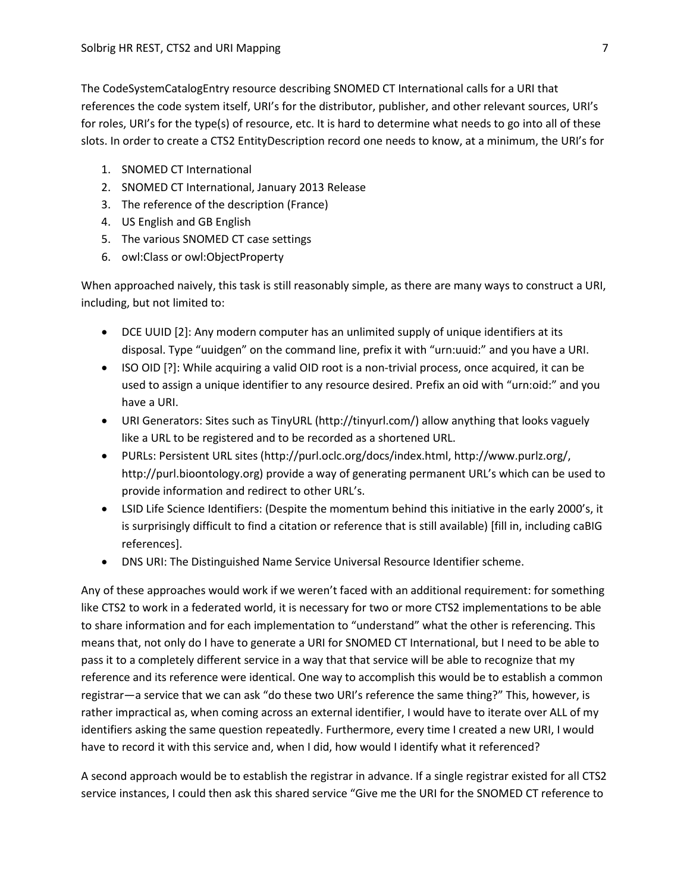The CodeSystemCatalogEntry resource describing SNOMED CT International calls for a URI that references the code system itself, URI's for the distributor, publisher, and other relevant sources, URI's for roles, URI's for the type(s) of resource, etc. It is hard to determine what needs to go into all of these slots. In order to create a CTS2 EntityDescription record one needs to know, at a minimum, the URI's for

1. SNOMED CT International
2. SNOMED CT International, January 2013 Release
3. The reference of the description (France)
4. US English and GB English
5. The various SNOMED CT case settings
6. owl:Class or owl:ObjectProperty

When approached naively, this task is still reasonably simple, as there are many ways to construct a URI, including, but not limited to:

- DCE UUID [2]: Any modern computer has an unlimited supply of unique identifiers at its disposal. Type "uuidgen" on the command line, prefix it with "urn:uuid:" and you have a URI.
- ISO OID [?]: While acquiring a valid OID root is a non-trivial process, once acquired, it can be used to assign a unique identifier to any resource desired. Prefix an oid with "urn:oid:" and you have a URI.
- URI Generators: Sites such as TinyURL (http://tinyurl.com/) allow anything that looks vaguely like a URL to be registered and to be recorded as a shortened URL.
- PURLs: Persistent URL sites (http://purl.oclc.org/docs/index.html, http://www.purlz.org/, http://purl.bioontology.org) provide a way of generating permanent URL's which can be used to provide information and redirect to other URL's.
- LSID Life Science Identifiers: (Despite the momentum behind this initiative in the early 2000's, it is surprisingly difficult to find a citation or reference that is still available) [fill in, including caBIG references].
- DNS URI: The Distinguished Name Service Universal Resource Identifier scheme.

Any of these approaches would work if we weren't faced with an additional requirement: for something like CTS2 to work in a federated world, it is necessary for two or more CTS2 implementations to be able to share information and for each implementation to "understand" what the other is referencing. This means that, not only do I have to generate a URI for SNOMED CT International, but I need to be able to pass it to a completely different service in a way that that service will be able to recognize that my reference and its reference were identical. One way to accomplish this would be to establish a common registrar—a service that we can ask "do these two URI's reference the same thing?" This, however, is rather impractical as, when coming across an external identifier, I would have to iterate over ALL of my identifiers asking the same question repeatedly. Furthermore, every time I created a new URI, I would have to record it with this service and, when I did, how would I identify what it referenced?

A second approach would be to establish the registrar in advance. If a single registrar existed for all CTS2 service instances, I could then ask this shared service "Give me the URI for the SNOMED CT reference to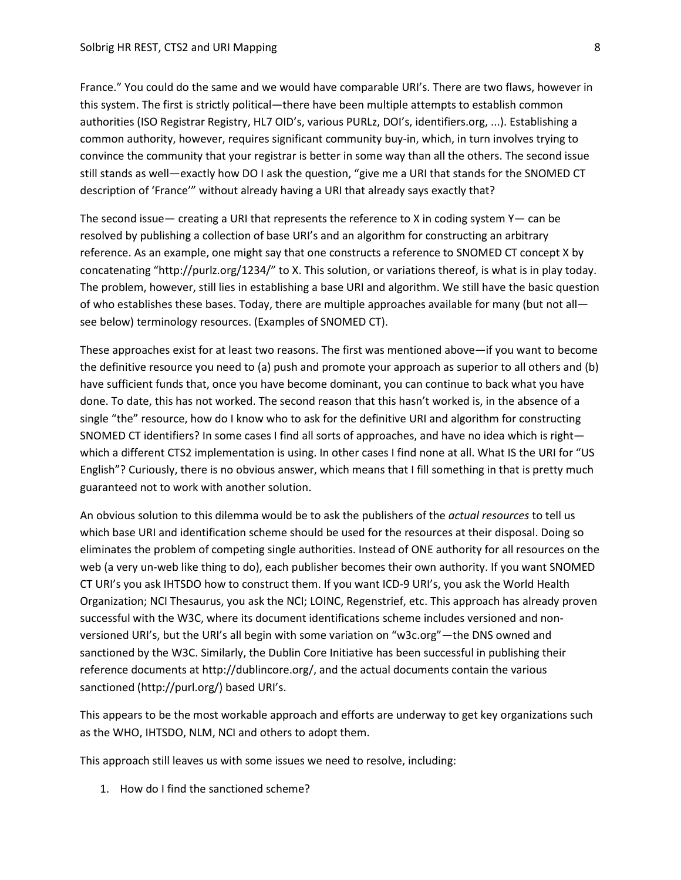France." You could do the same and we would have comparable URI's. There are two flaws, however in this system. The first is strictly political—there have been multiple attempts to establish common authorities (ISO Registrar Registry, HL7 OID's, various PURLz, DOI's, identifiers.org, ...). Establishing a common authority, however, requires significant community buy-in, which, in turn involves trying to convince the community that your registrar is better in some way than all the others. The second issue still stands as well—exactly how DO I ask the question, "give me a URI that stands for the SNOMED CT description of 'France'" without already having a URI that already says exactly that?

The second issue— creating a URI that represents the reference to X in coding system Y— can be resolved by publishing a collection of base URI's and an algorithm for constructing an arbitrary reference. As an example, one might say that one constructs a reference to SNOMED CT concept X by concatenating "http://purlz.org/1234/" to X. This solution, or variations thereof, is what is in play today. The problem, however, still lies in establishing a base URI and algorithm. We still have the basic question of who establishes these bases. Today, there are multiple approaches available for many (but not all—see below) terminology resources. (Examples of SNOMED CT).

These approaches exist for at least two reasons. The first was mentioned above—if you want to become the definitive resource you need to (a) push and promote your approach as superior to all others and (b) have sufficient funds that, once you have become dominant, you can continue to back what you have done. To date, this has not worked. The second reason that this hasn't worked is, in the absence of a single "the" resource, how do I know who to ask for the definitive URI and algorithm for constructing SNOMED CT identifiers? In some cases I find all sorts of approaches, and have no idea which is right—which a different CTS2 implementation is using. In other cases I find none at all. What IS the URI for "US English"? Curiously, there is no obvious answer, which means that I fill something in that is pretty much guaranteed not to work with another solution.

An obvious solution to this dilemma would be to ask the publishers of the *actual resources* to tell us which base URI and identification scheme should be used for the resources at their disposal. Doing so eliminates the problem of competing single authorities. Instead of ONE authority for all resources on the web (a very un-web like thing to do), each publisher becomes their own authority. If you want SNOMED CT URI's you ask IHTSDO how to construct them. If you want ICD-9 URI's, you ask the World Health Organization; NCI Thesaurus, you ask the NCI; LOINC, Regenstrief, etc. This approach has already proven successful with the W3C, where its document identifications scheme includes versioned and non-versioned URI's, but the URI's all begin with some variation on "w3c.org"—the DNS owned and sanctioned by the W3C. Similarly, the Dublin Core Initiative has been successful in publishing their reference documents at http://dublincore.org/, and the actual documents contain the various sanctioned (http://purl.org/) based URI's.

This appears to be the most workable approach and efforts are underway to get key organizations such as the WHO, IHTSDO, NLM, NCI and others to adopt them.

This approach still leaves us with some issues we need to resolve, including:

1. How do I find the sanctioned scheme?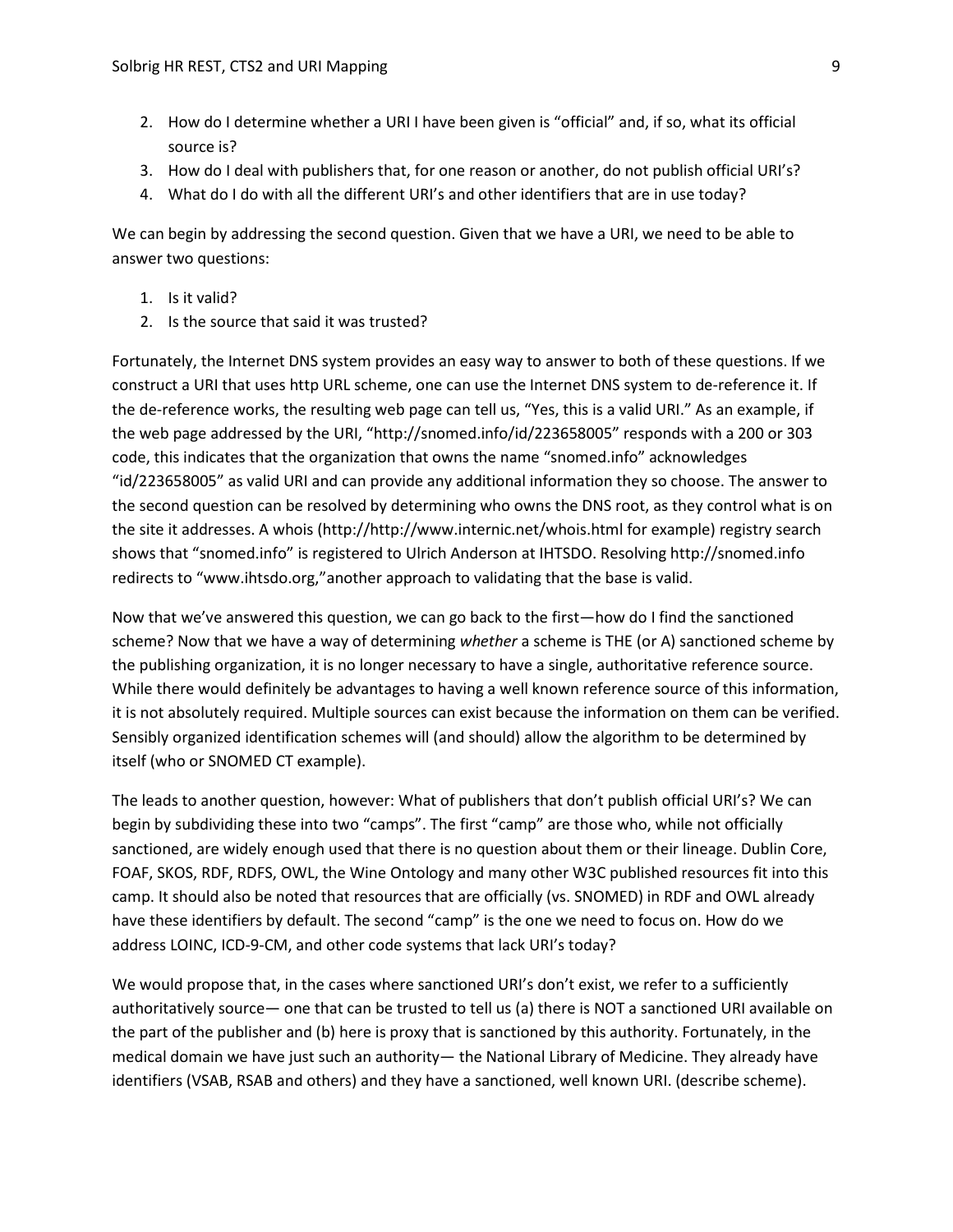2. How do I determine whether a URI I have been given is “official” and, if so, what its official source is?
3. How do I deal with publishers that, for one reason or another, do not publish official URI’s?
4. What do I do with all the different URI’s and other identifiers that are in use today?

We can begin by addressing the second question. Given that we have a URI, we need to be able to answer two questions:

1. Is it valid?
2. Is the source that said it was trusted?

Fortunately, the Internet DNS system provides an easy way to answer to both of these questions. If we construct a URI that uses http URL scheme, one can use the Internet DNS system to de-reference it. If the de-reference works, the resulting web page can tell us, “Yes, this is a valid URI.” As an example, if the web page addressed by the URI, “http://snomed.info/id/223658005” responds with a 200 or 303 code, this indicates that the organization that owns the name “snomed.info” acknowledges “id/223658005” as valid URI and can provide any additional information they so choose. The answer to the second question can be resolved by determining who owns the DNS root, as they control what is on the site it addresses. A whois (http://http://www.internic.net/whois.html for example) registry search shows that “snomed.info” is registered to Ulrich Anderson at IHTSDO. Resolving http://snomed.info redirects to “www.ihtsdo.org,”another approach to validating that the base is valid.

Now that we’ve answered this question, we can go back to the first—how do I find the sanctioned scheme? Now that we have a way of determining *whether* a scheme is THE (or A) sanctioned scheme by the publishing organization, it is no longer necessary to have a single, authoritative reference source. While there would definitely be advantages to having a well known reference source of this information, it is not absolutely required. Multiple sources can exist because the information on them can be verified. Sensibly organized identification schemes will (and should) allow the algorithm to be determined by itself (who or SNOMED CT example).

The leads to another question, however: What of publishers that don’t publish official URI’s? We can begin by subdividing these into two “camps”. The first “camp” are those who, while not officially sanctioned, are widely enough used that there is no question about them or their lineage. Dublin Core, FOAF, SKOS, RDF, RDFS, OWL, the Wine Ontology and many other W3C published resources fit into this camp. It should also be noted that resources that are officially (vs. SNOMED) in RDF and OWL already have these identifiers by default. The second “camp” is the one we need to focus on. How do we address LOINC, ICD-9-CM, and other code systems that lack URI’s today?

We would propose that, in the cases where sanctioned URI’s don’t exist, we refer to a sufficiently authoritatively source— one that can be trusted to tell us (a) there is NOT a sanctioned URI available on the part of the publisher and (b) here is proxy that is sanctioned by this authority. Fortunately, in the medical domain we have just such an authority— the National Library of Medicine. They already have identifiers (VSAB, RSAB and others) and they have a sanctioned, well known URI. (describe scheme).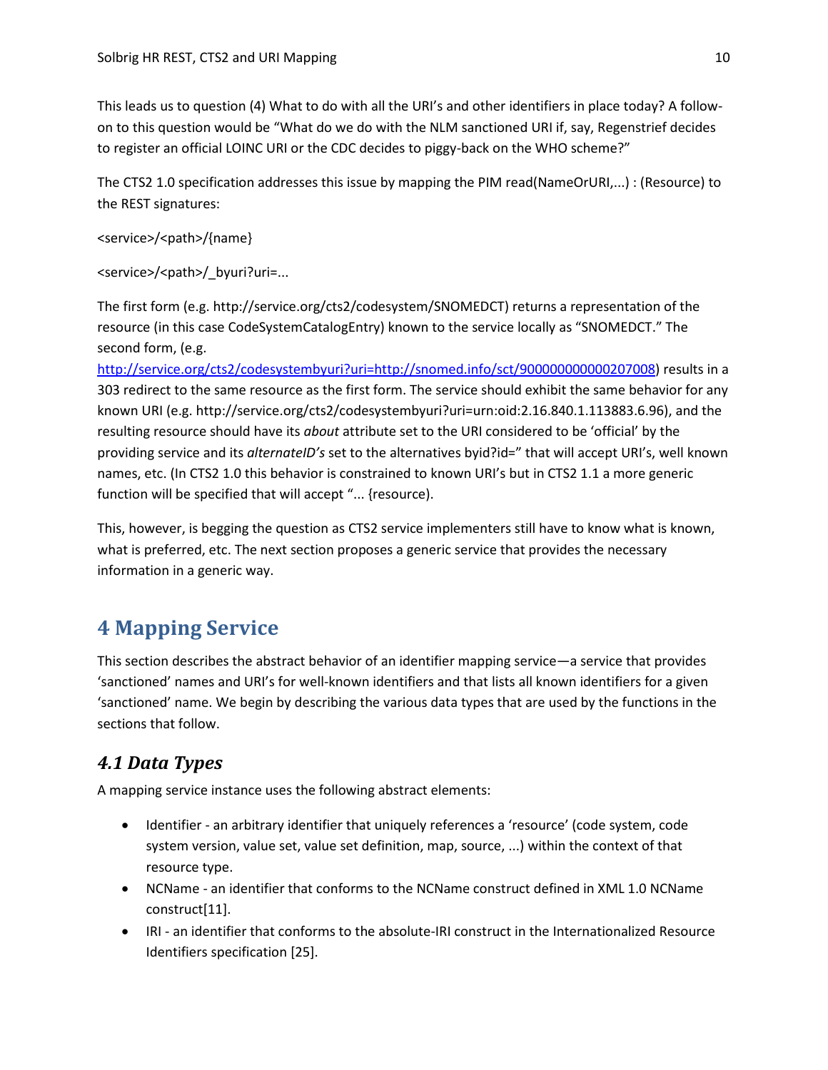This leads us to question (4) What to do with all the URI's and other identifiers in place today? A follow-on to this question would be "What do we do with the NLM sanctioned URI if, say, Regenstrief decides to register an official LOINC URI or the CDC decides to piggy-back on the WHO scheme?"

The CTS2 1.0 specification addresses this issue by mapping the PIM read(NameOrURI,...) : (Resource) to the REST signatures:

<service>/<path>/{name}

<service>/<path>/_byuri?uri=...

The first form (e.g. http://service.org/cts2/codesystem/SNOMEDCT) returns a representation of the resource (in this case CodeSystemCatalogEntry) known to the service locally as "SNOMEDCT." The second form, (e.g. http://service.org/cts2/codesystembyuri?uri=http://snomed.info/sct/900000000000207008) results in a 303 redirect to the same resource as the first form. The service should exhibit the same behavior for any known URI (e.g. http://service.org/cts2/codesystembyuri?uri=urn:oid:2.16.840.1.113883.6.96), and the resulting resource should have its *about* attribute set to the URI considered to be 'official' by the providing service and its *alternateID's* set to the alternatives byid?id=" that will accept URI's, well known names, etc. (In CTS2 1.0 this behavior is constrained to known URI's but in CTS2 1.1 a more generic function will be specified that will accept "... {resource).

This, however, is begging the question as CTS2 service implementers still have to know what is known, what is preferred, etc. The next section proposes a generic service that provides the necessary information in a generic way.

# 4 Mapping Service

This section describes the abstract behavior of an identifier mapping service—a service that provides 'sanctioned' names and URI's for well-known identifiers and that lists all known identifiers for a given 'sanctioned' name. We begin by describing the various data types that are used by the functions in the sections that follow.

## *4.1 Data Types*

A mapping service instance uses the following abstract elements:

- Identifier - an arbitrary identifier that uniquely references a 'resource' (code system, code system version, value set, value set definition, map, source, ...) within the context of that resource type.
- NCName - an identifier that conforms to the NCName construct defined in XML 1.0 NCName construct[11].
- IRI - an identifier that conforms to the absolute-IRI construct in the Internationalized Resource Identifiers specification [25].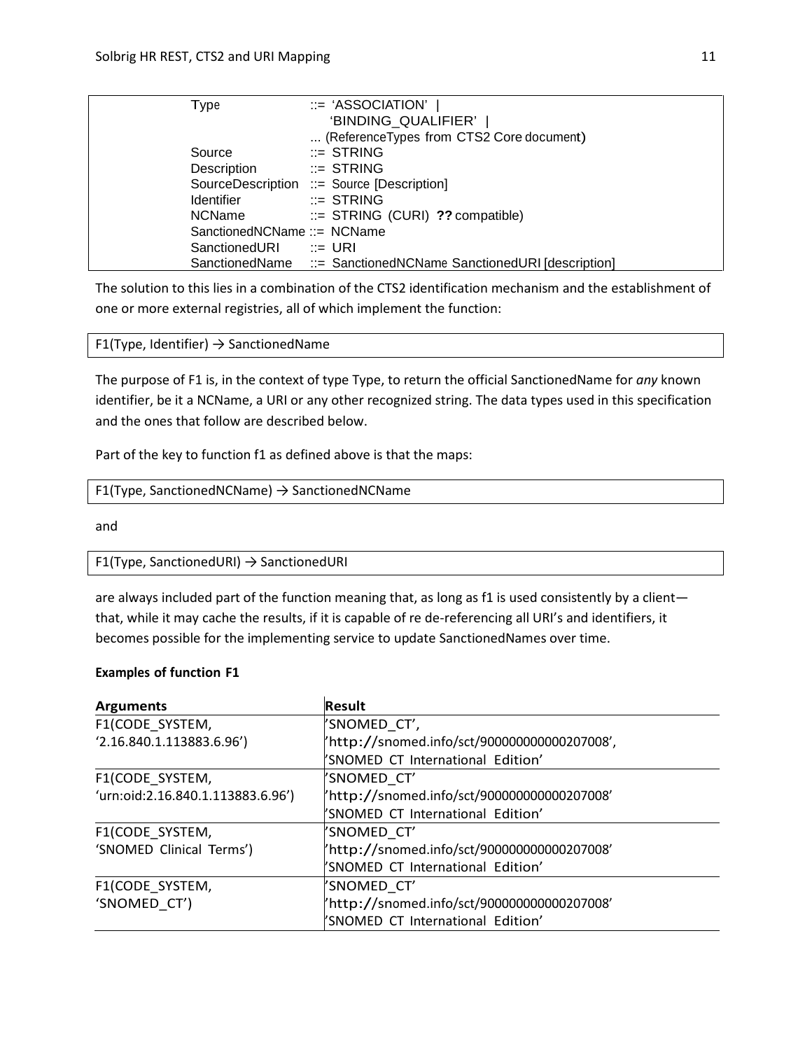```
Type                      ::= 'ASSOCIATION' |
                              'BINDING_QUALIFIER' |
                          ... (ReferenceTypes from CTS2 Core document)
Source                    ::= STRING
Description               ::= STRING
SourceDescription         ::= Source [Description]
Identifier                ::= STRING
NCName                    ::= STRING (CURI) ?? compatible)
SanctionedNCName ::= NCName
SanctionedURI             ::= URI
SanctionedName            ::= SanctionedNCName SanctionedURI [description]
```

The solution to this lies in a combination of the CTS2 identification mechanism and the establishment of one or more external registries, all of which implement the function:

```
F1(Type, Identifier) → SanctionedName
```

The purpose of F1 is, in the context of type Type, to return the official SanctionedName for *any* known identifier, be it a NCName, a URI or any other recognized string. The data types used in this specification and the ones that follow are described below.

Part of the key to function f1 as defined above is that the maps:

```
F1(Type, SanctionedNCName) → SanctionedNCName
```

and

```
F1(Type, SanctionedURI) → SanctionedURI
```

are always included part of the function meaning that, as long as f1 is used consistently by a client—that, while it may cache the results, if it is capable of re de-referencing all URI's and identifiers, it becomes possible for the implementing service to update SanctionedNames over time.

**Examples of function F1**

| **Arguments** | **Result** |
|---|---|
| F1(CODE_SYSTEM, '2.16.840.1.113883.6.96') | 'SNOMED_CT', 'http://snomed.info/sct/900000000000207008', 'SNOMED CT International Edition' |
| F1(CODE_SYSTEM, 'urn:oid:2.16.840.1.113883.6.96') | 'SNOMED_CT' 'http://snomed.info/sct/900000000000207008' 'SNOMED CT International Edition' |
| F1(CODE_SYSTEM, 'SNOMED Clinical Terms') | 'SNOMED_CT' 'http://snomed.info/sct/900000000000207008' 'SNOMED CT International Edition' |
| F1(CODE_SYSTEM, 'SNOMED_CT') | 'SNOMED_CT' 'http://snomed.info/sct/900000000000207008' 'SNOMED CT International Edition' |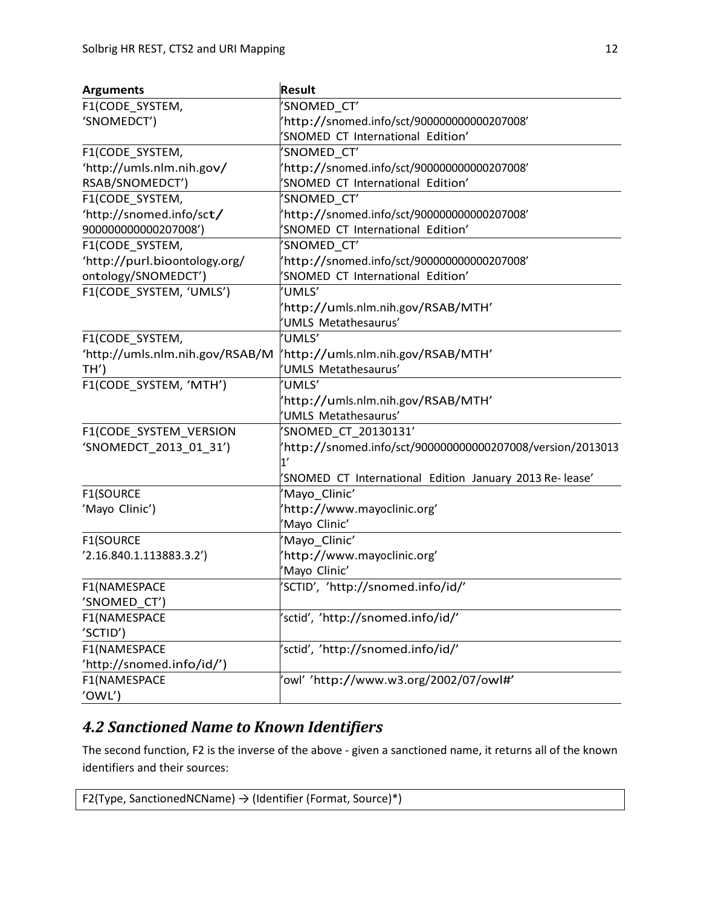| Arguments | Result |
| --- | --- |
| F1(CODE_SYSTEM, 'SNOMEDCT') | 'SNOMED_CT' 'http://snomed.info/sct/900000000000207008' 'SNOMED CT International Edition' |
| F1(CODE_SYSTEM, 'http://umls.nlm.nih.gov/RSAB/SNOMEDCT') | 'SNOMED_CT' 'http://snomed.info/sct/900000000000207008' 'SNOMED CT International Edition' |
| F1(CODE_SYSTEM, 'http://snomed.info/sct/900000000000207008') | 'SNOMED_CT' 'http://snomed.info/sct/900000000000207008' 'SNOMED CT International Edition' |
| F1(CODE_SYSTEM, 'http://purl.bioontology.org/ontology/SNOMEDCT') | 'SNOMED_CT' 'http://snomed.info/sct/900000000000207008' 'SNOMED CT International Edition' |
| F1(CODE_SYSTEM, 'UMLS') | 'UMLS' 'http://umls.nlm.nih.gov/RSAB/MTH' 'UMLS Metathesaurus' |
| F1(CODE_SYSTEM, 'http://umls.nlm.nih.gov/RSAB/MTH') | 'UMLS' 'http://umls.nlm.nih.gov/RSAB/MTH' 'UMLS Metathesaurus' |
| F1(CODE_SYSTEM, 'MTH') | 'UMLS' 'http://umls.nlm.nih.gov/RSAB/MTH' 'UMLS Metathesaurus' |
| F1(CODE_SYSTEM_VERSION 'SNOMEDCT_2013_01_31') | 'SNOMED_CT_20130131' 'http://snomed.info/sct/900000000000207008/version/20130131' 'SNOMED CT International Edition January 2013 Re- lease' |
| F1(SOURCE 'Mayo Clinic') | 'Mayo_Clinic' 'http://www.mayoclinic.org' 'Mayo Clinic' |
| F1(SOURCE '2.16.840.1.113883.3.2') | 'Mayo_Clinic' 'http://www.mayoclinic.org' 'Mayo Clinic' |
| F1(NAMESPACE 'SNOMED_CT') | 'SCTID', 'http://snomed.info/id/' |
| F1(NAMESPACE 'SCTID') | 'sctid', 'http://snomed.info/id/' |
| F1(NAMESPACE 'http://snomed.info/id/') | 'sctid', 'http://snomed.info/id/' |
| F1(NAMESPACE 'OWL') | 'owl' 'http://www.w3.org/2002/07/owl#' |

## *4.2 Sanctioned Name to Known Identifiers*

The second function, F2 is the inverse of the above - given a sanctioned name, it returns all of the known identifiers and their sources:

```
F2(Type, SanctionedNCName) → (Identifier (Format, Source)*)
```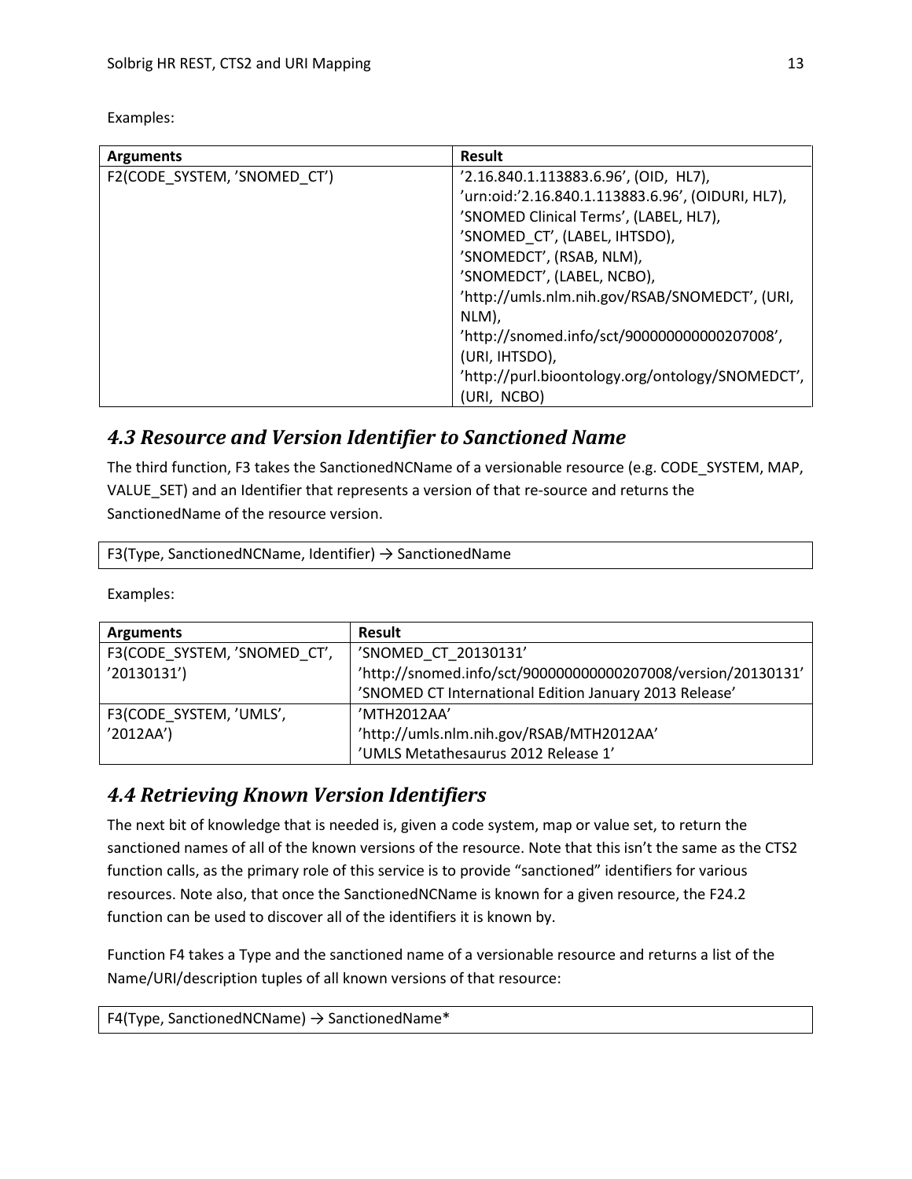Examples:

| Arguments | Result |
| --- | --- |
| F2(CODE_SYSTEM, 'SNOMED_CT') | '2.16.840.1.113883.6.96', (OID, HL7),<br>'urn:oid:'2.16.840.1.113883.6.96', (OIDURI, HL7),<br>'SNOMED Clinical Terms', (LABEL, HL7),<br>'SNOMED_CT', (LABEL, IHTSDO),<br>'SNOMEDCT', (RSAB, NLM),<br>'SNOMEDCT', (LABEL, NCBO),<br>'http://umls.nlm.nih.gov/RSAB/SNOMEDCT', (URI, NLM),<br>'http://snomed.info/sct/900000000000207008', (URI, IHTSDO),<br>'http://purl.bioontology.org/ontology/SNOMEDCT', (URI, NCBO) |

## *4.3 Resource and Version Identifier to Sanctioned Name*

The third function, F3 takes the SanctionedNCName of a versionable resource (e.g. CODE_SYSTEM, MAP, VALUE_SET) and an Identifier that represents a version of that re-source and returns the SanctionedName of the resource version.

```
F3(Type, SanctionedNCName, Identifier) → SanctionedName
```

Examples:

| Arguments | Result |
| --- | --- |
| F3(CODE_SYSTEM, 'SNOMED_CT', '20130131') | 'SNOMED_CT_20130131'<br>'http://snomed.info/sct/900000000000207008/version/20130131'<br>'SNOMED CT International Edition January 2013 Release' |
| F3(CODE_SYSTEM, 'UMLS', '2012AA') | 'MTH2012AA'<br>'http://umls.nlm.nih.gov/RSAB/MTH2012AA'<br>'UMLS Metathesaurus 2012 Release 1' |

## *4.4 Retrieving Known Version Identifiers*

The next bit of knowledge that is needed is, given a code system, map or value set, to return the sanctioned names of all of the known versions of the resource. Note that this isn't the same as the CTS2 function calls, as the primary role of this service is to provide "sanctioned" identifiers for various resources. Note also, that once the SanctionedNCName is known for a given resource, the F24.2 function can be used to discover all of the identifiers it is known by.

Function F4 takes a Type and the sanctioned name of a versionable resource and returns a list of the Name/URI/description tuples of all known versions of that resource:

```
F4(Type, SanctionedNCName) → SanctionedName*
```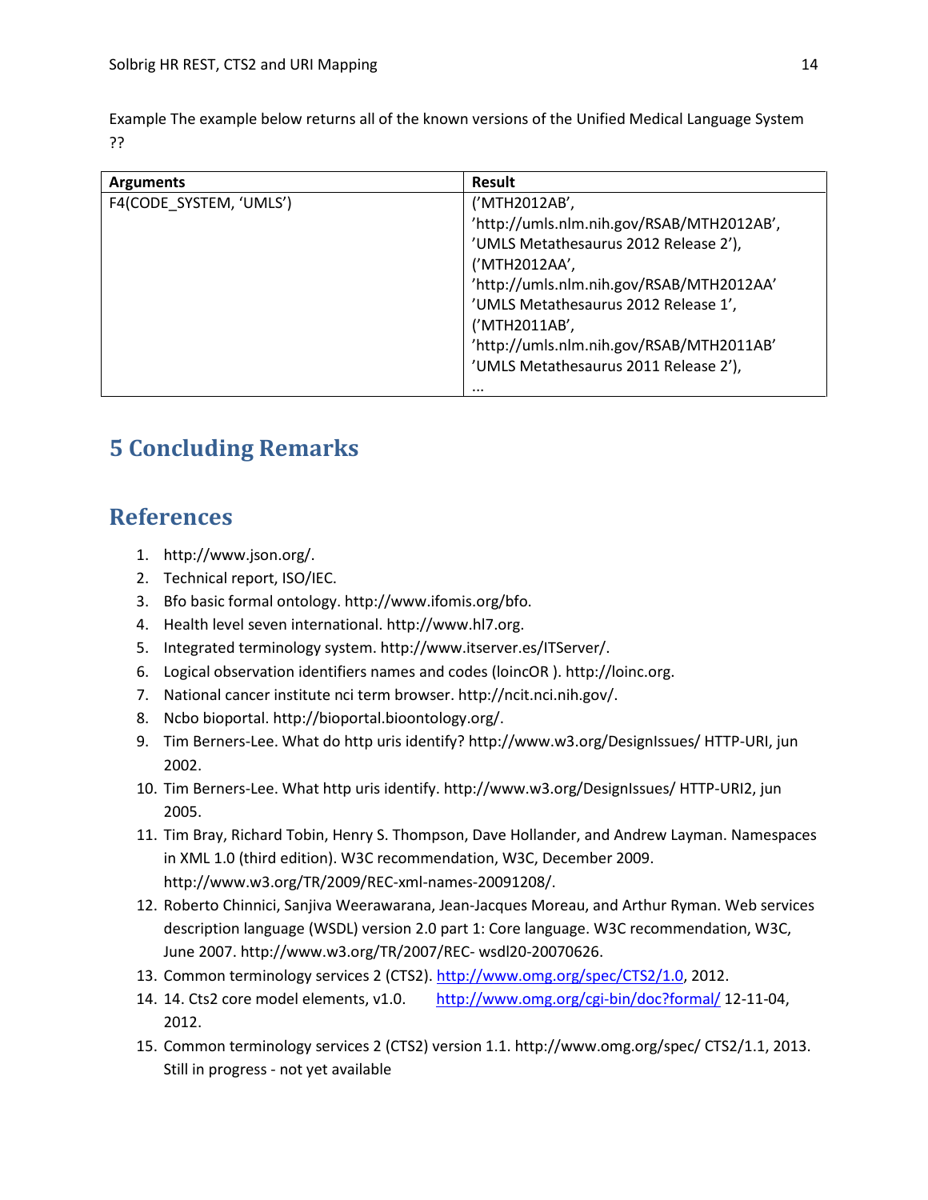Example The example below returns all of the known versions of the Unified Medical Language System ??

| Arguments | Result |
| --- | --- |
| F4(CODE_SYSTEM, 'UMLS') | ('MTH2012AB', 'http://umls.nlm.nih.gov/RSAB/MTH2012AB', 'UMLS Metathesaurus 2012 Release 2'), ('MTH2012AA', 'http://umls.nlm.nih.gov/RSAB/MTH2012AA' 'UMLS Metathesaurus 2012 Release 1', ('MTH2011AB', 'http://umls.nlm.nih.gov/RSAB/MTH2011AB' 'UMLS Metathesaurus 2011 Release 2'), … |

# 5 Concluding Remarks

# References

1. http://www.json.org/.
2. Technical report, ISO/IEC.
3. Bfo basic formal ontology. http://www.ifomis.org/bfo.
4. Health level seven international. http://www.hl7.org.
5. Integrated terminology system. http://www.itserver.es/ITServer/.
6. Logical observation identifiers names and codes (loincOR ). http://loinc.org.
7. National cancer institute nci term browser. http://ncit.nci.nih.gov/.
8. Ncbo bioportal. http://bioportal.bioontology.org/.
9. Tim Berners-Lee. What do http uris identify? http://www.w3.org/DesignIssues/ HTTP-URI, jun 2002.
10. Tim Berners-Lee. What http uris identify. http://www.w3.org/DesignIssues/ HTTP-URI2, jun 2005.
11. Tim Bray, Richard Tobin, Henry S. Thompson, Dave Hollander, and Andrew Layman. Namespaces in XML 1.0 (third edition). W3C recommendation, W3C, December 2009. http://www.w3.org/TR/2009/REC-xml-names-20091208/.
12. Roberto Chinnici, Sanjiva Weerawarana, Jean-Jacques Moreau, and Arthur Ryman. Web services description language (WSDL) version 2.0 part 1: Core language. W3C recommendation, W3C, June 2007. http://www.w3.org/TR/2007/REC- wsdl20-20070626.
13. Common terminology services 2 (CTS2). http://www.omg.org/spec/CTS2/1.0, 2012.
14. 14. Cts2 core model elements, v1.0. http://www.omg.org/cgi-bin/doc?formal/ 12-11-04, 2012.
15. Common terminology services 2 (CTS2) version 1.1. http://www.omg.org/spec/ CTS2/1.1, 2013. Still in progress - not yet available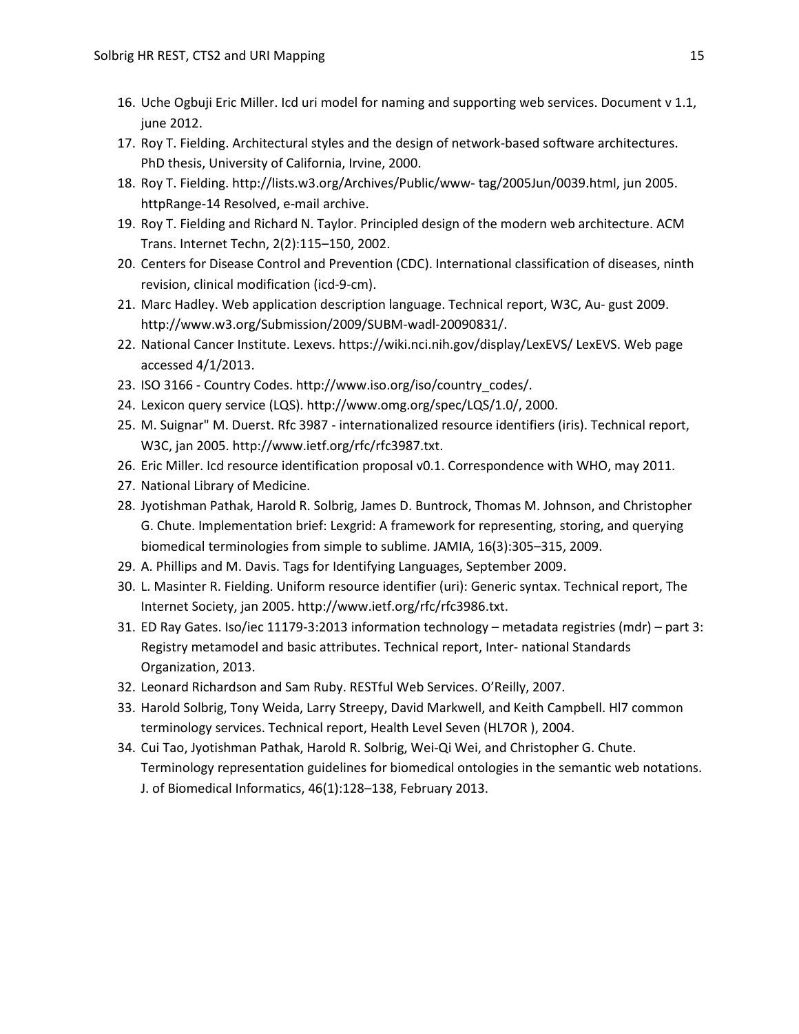16. Uche Ogbuji Eric Miller. Icd uri model for naming and supporting web services. Document v 1.1, june 2012.
17. Roy T. Fielding. Architectural styles and the design of network-based software architectures. PhD thesis, University of California, Irvine, 2000.
18. Roy T. Fielding. http://lists.w3.org/Archives/Public/www- tag/2005Jun/0039.html, jun 2005. httpRange-14 Resolved, e-mail archive.
19. Roy T. Fielding and Richard N. Taylor. Principled design of the modern web architecture. ACM Trans. Internet Techn, 2(2):115–150, 2002.
20. Centers for Disease Control and Prevention (CDC). International classification of diseases, ninth revision, clinical modification (icd-9-cm).
21. Marc Hadley. Web application description language. Technical report, W3C, Au- gust 2009. http://www.w3.org/Submission/2009/SUBM-wadl-20090831/.
22. National Cancer Institute. Lexevs. https://wiki.nci.nih.gov/display/LexEVS/ LexEVS. Web page accessed 4/1/2013.
23. ISO 3166 - Country Codes. http://www.iso.org/iso/country_codes/.
24. Lexicon query service (LQS). http://www.omg.org/spec/LQS/1.0/, 2000.
25. M. Suignar" M. Duerst. Rfc 3987 - internationalized resource identifiers (iris). Technical report, W3C, jan 2005. http://www.ietf.org/rfc/rfc3987.txt.
26. Eric Miller. Icd resource identification proposal v0.1. Correspondence with WHO, may 2011.
27. National Library of Medicine.
28. Jyotishman Pathak, Harold R. Solbrig, James D. Buntrock, Thomas M. Johnson, and Christopher G. Chute. Implementation brief: Lexgrid: A framework for representing, storing, and querying biomedical terminologies from simple to sublime. JAMIA, 16(3):305–315, 2009.
29. A. Phillips and M. Davis. Tags for Identifying Languages, September 2009.
30. L. Masinter R. Fielding. Uniform resource identifier (uri): Generic syntax. Technical report, The Internet Society, jan 2005. http://www.ietf.org/rfc/rfc3986.txt.
31. ED Ray Gates. Iso/iec 11179-3:2013 information technology – metadata registries (mdr) – part 3: Registry metamodel and basic attributes. Technical report, Inter- national Standards Organization, 2013.
32. Leonard Richardson and Sam Ruby. RESTful Web Services. O'Reilly, 2007.
33. Harold Solbrig, Tony Weida, Larry Streepy, David Markwell, and Keith Campbell. Hl7 common terminology services. Technical report, Health Level Seven (HL7OR ), 2004.
34. Cui Tao, Jyotishman Pathak, Harold R. Solbrig, Wei-Qi Wei, and Christopher G. Chute. Terminology representation guidelines for biomedical ontologies in the semantic web notations. J. of Biomedical Informatics, 46(1):128–138, February 2013.